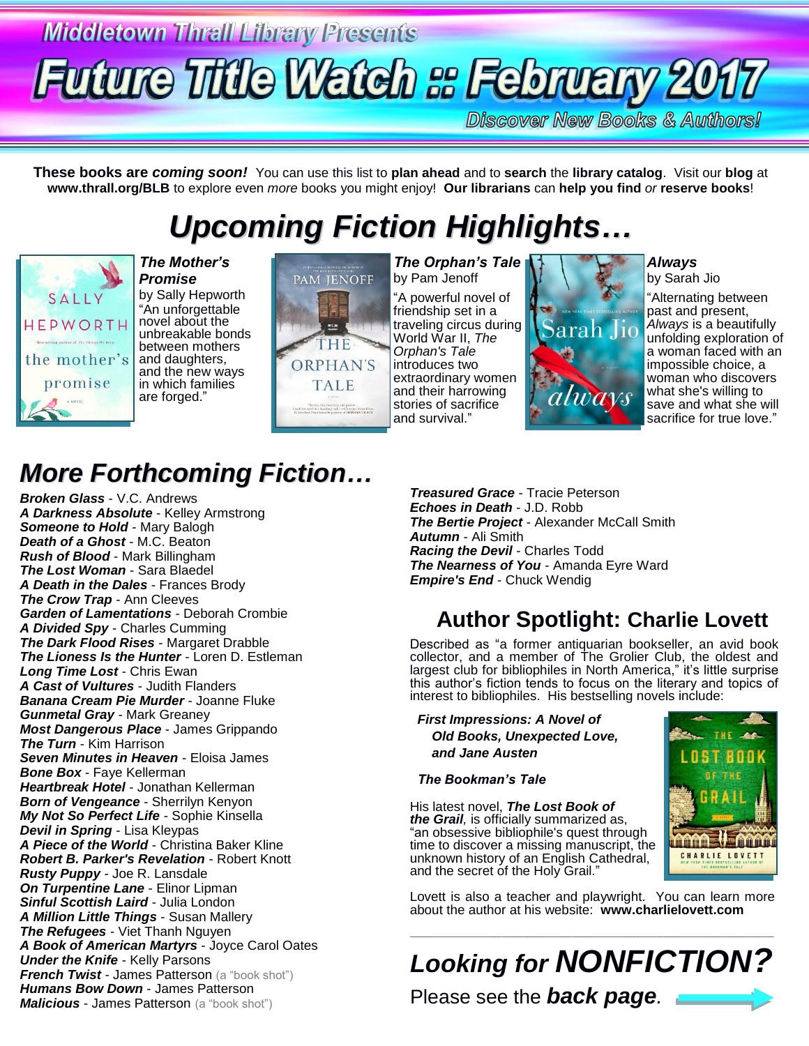Middletown Thrall Library Presents

# Future Title Watch :: February 2017

Discover New Books & Authors!

**These books are *coming soon!*** You can use this list to **plan ahead** and to **search** the **library catalog**. Visit our **blog** at **www.thrall.org/BLB** to explore even *more* books you might enjoy! **Our librarians** can **help you find** *or* **reserve books**!

## *Upcoming Fiction Highlights…*

***The Mother's Promise***
by Sally Hepworth
"An unforgettable novel about the unbreakable bonds between mothers and daughters, and the new ways in which families are forged."

***The Orphan's Tale***
by Pam Jenoff
"A powerful novel of friendship set in a traveling circus during World War II, *The Orphan's Tale* introduces two extraordinary women and their harrowing stories of sacrifice and survival."

***Always***
by Sarah Jio
"Alternating between past and present, *Always* is a beautifully unfolding exploration of a woman faced with an impossible choice, a woman who discovers what she's willing to save and what she will sacrifice for true love."

## *More Forthcoming Fiction…*

***Broken Glass*** - V.C. Andrews
***A Darkness Absolute*** - Kelley Armstrong
***Someone to Hold*** - Mary Balogh
***Death of a Ghost*** - M.C. Beaton
***Rush of Blood*** - Mark Billingham
***The Lost Woman*** - Sara Blaedel
***A Death in the Dales*** - Frances Brody
***The Crow Trap*** - Ann Cleeves
***Garden of Lamentations*** - Deborah Crombie
***A Divided Spy*** - Charles Cumming
***The Dark Flood Rises*** - Margaret Drabble
***The Lioness Is the Hunter*** - Loren D. Estleman
***Long Time Lost*** - Chris Ewan
***A Cast of Vultures*** - Judith Flanders
***Banana Cream Pie Murder*** - Joanne Fluke
***Gunmetal Gray*** - Mark Greaney
***Most Dangerous Place*** - James Grippando
***The Turn*** - Kim Harrison
***Seven Minutes in Heaven*** - Eloisa James
***Bone Box*** - Faye Kellerman
***Heartbreak Hotel*** - Jonathan Kellerman
***Born of Vengeance*** - Sherrilyn Kenyon
***My Not So Perfect Life*** - Sophie Kinsella
***Devil in Spring*** - Lisa Kleypas
***A Piece of the World*** - Christina Baker Kline
***Robert B. Parker's Revelation*** - Robert Knott
***Rusty Puppy*** - Joe R. Lansdale
***On Turpentine Lane*** - Elinor Lipman
***Sinful Scottish Laird*** - Julia London
***A Million Little Things*** - Susan Mallery
***The Refugees*** - Viet Thanh Nguyen
***A Book of American Martyrs*** - Joyce Carol Oates
***Under the Knife*** - Kelly Parsons
***French Twist*** - James Patterson (a "book shot")
***Humans Bow Down*** - James Patterson
***Malicious*** - James Patterson (a "book shot")
***Treasured Grace*** - Tracie Peterson
***Echoes in Death*** - J.D. Robb
***The Bertie Project*** - Alexander McCall Smith
***Autumn*** - Ali Smith
***Racing the Devil*** - Charles Todd
***The Nearness of You*** - Amanda Eyre Ward
***Empire's End*** - Chuck Wendig

## Author Spotlight: Charlie Lovett

Described as "a former antiquarian bookseller, an avid book collector, and a member of The Grolier Club, the oldest and largest club for bibliophiles in North America," it's little surprise this author's fiction tends to focus on the literary and topics of interest to bibliophiles. His bestselling novels include:

- ***First Impressions: A Novel of Old Books, Unexpected Love, and Jane Austen***
- ***The Bookman's Tale***

His latest novel, ***The Lost Book of the Grail***, is officially summarized as, "an obsessive bibliophile's quest through time to discover a missing manuscript, the unknown history of an English Cathedral, and the secret of the Holy Grail."

Lovett is also a teacher and playwright. You can learn more about the author at his website: **www.charlielovett.com**

## *Looking for NONFICTION?*

Please see the ***back page***.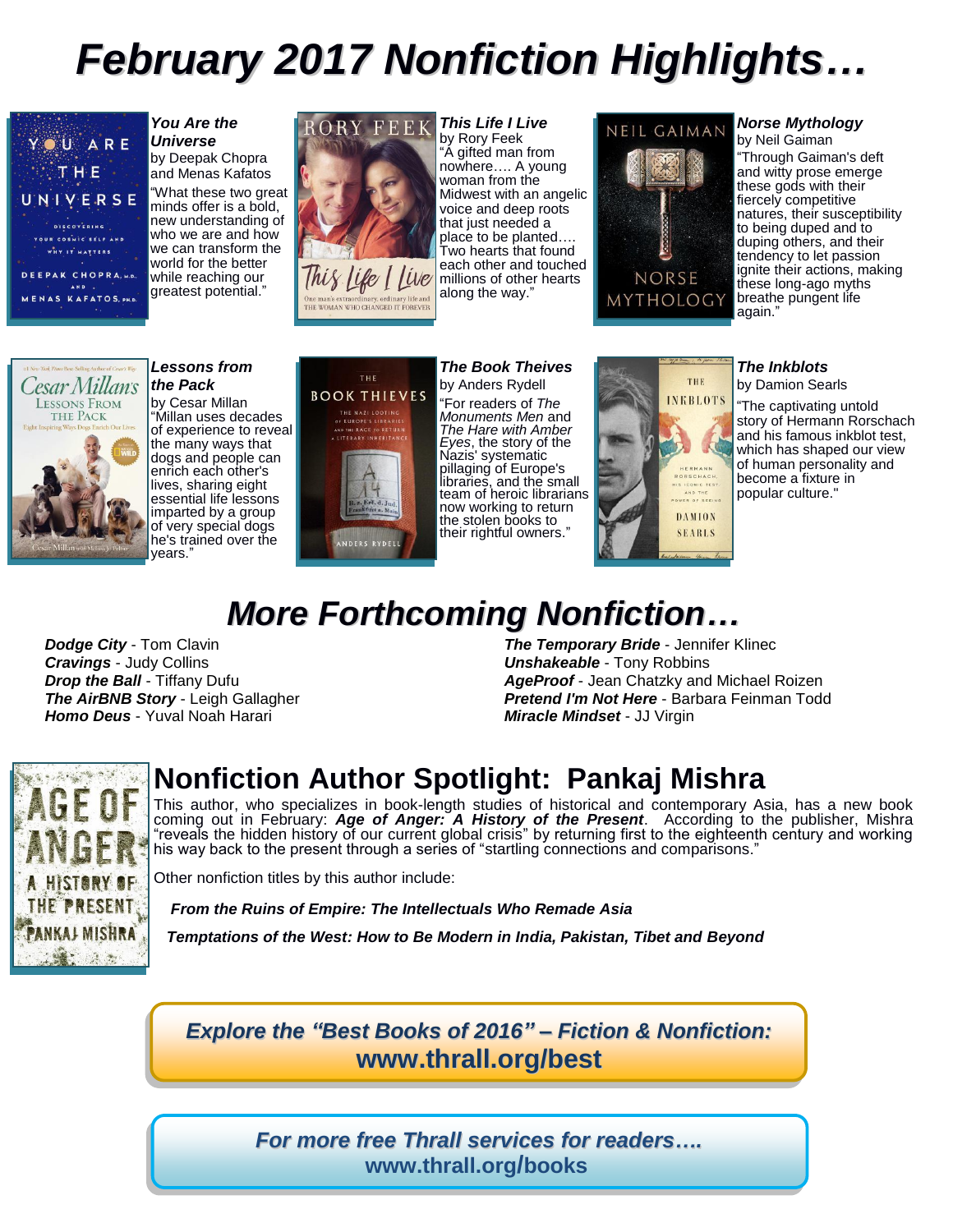# February 2017 Nonfiction Highlights…

***You Are the Universe***
by Deepak Chopra and Menas Kafatos
"What these two great minds offer is a bold, new understanding of who we are and how we can transform the world for the better while reaching our greatest potential."

***This Life I Live***
by Rory Feek
"A gifted man from nowhere…. A young woman from the Midwest with an angelic voice and deep roots that just needed a place to be planted…. Two hearts that found each other and touched millions of other hearts along the way."

***Norse Mythology***
by Neil Gaiman
"Through Gaiman's deft and witty prose emerge these gods with their fiercely competitive natures, their susceptibility to being duped and to duping others, and their tendency to let passion ignite their actions, making these long-ago myths breathe pungent life again."

***Lessons from the Pack***
by Cesar Millan
"Millan uses decades of experience to reveal the many ways that dogs and people can enrich each other's lives, sharing eight essential life lessons imparted by a group of very special dogs he's trained over the years."

***The Book Theives***
by Anders Rydell
"For readers of *The Monuments Men* and *The Hare with Amber Eyes*, the story of the Nazis' systematic pillaging of Europe's libraries, and the small team of heroic librarians now working to return the stolen books to their rightful owners."

***The Inkblots***
by Damion Searls
"The captivating untold story of Hermann Rorschach and his famous inkblot test, which has shaped our view of human personality and become a fixture in popular culture."

## More Forthcoming Nonfiction…

***Dodge City*** - Tom Clavin
***Cravings*** - Judy Collins
***Drop the Ball*** - Tiffany Dufu
***The AirBNB Story*** - Leigh Gallagher
***Homo Deus*** - Yuval Noah Harari
***The Temporary Bride*** - Jennifer Klinec
***Unshakeable*** - Tony Robbins
***AgeProof*** - Jean Chatzky and Michael Roizen
***Pretend I'm Not Here*** - Barbara Feinman Todd
***Miracle Mindset*** - JJ Virgin

## Nonfiction Author Spotlight: Pankaj Mishra

This author, who specializes in book-length studies of historical and contemporary Asia, has a new book coming out in February: ***Age of Anger: A History of the Present***. According to the publisher, Mishra "reveals the hidden history of our current global crisis" by returning first to the eighteenth century and working his way back to the present through a series of "startling connections and comparisons."

Other nonfiction titles by this author include:

***From the Ruins of Empire: The Intellectuals Who Remade Asia***

***Temptations of the West: How to Be Modern in India, Pakistan, Tibet and Beyond***

***Explore the "Best Books of 2016" – Fiction & Nonfiction:***
**www.thrall.org/best**

***For more free Thrall services for readers….***
**www.thrall.org/books**